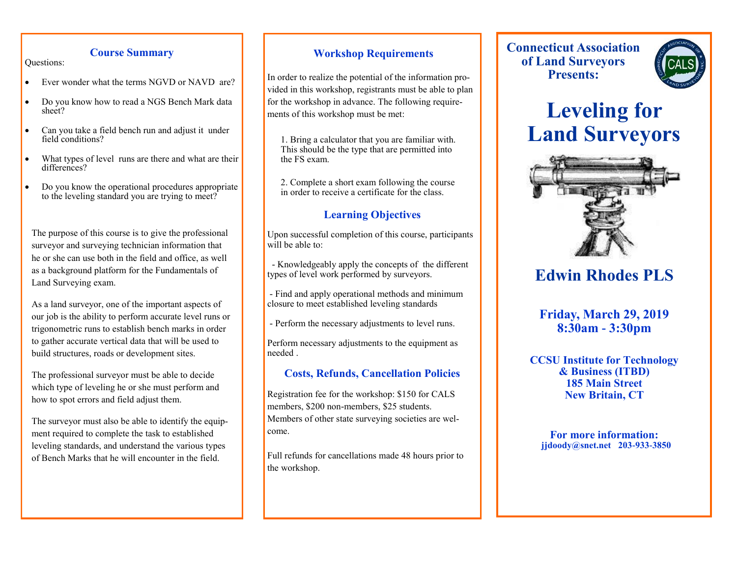## Course Summary

Questions:

- Ever wonder what the terms NGVD or NAVD are?
- Do you know how to read a NGS Bench Mark data sheet?
- Can you take a field bench run and adjust it under field conditions?
- What types of level runs are there and what are their differences?
- Do you know the operational procedures appropriate to the leveling standard you are trying to meet?

The purpose of this course is to give the professional surveyor and surveying technician information that he or she can use both in the field and office, as well as a background platform for the Fundamentals of Land Surveying exam.

As a land surveyor, one of the important aspects of our job is the ability to perform accurate level runs or trigonometric runs to establish bench marks in order to gather accurate vertical data that will be used to build structures, roads or development sites.

The professional surveyor must be able to decide which type of leveling he or she must perform and how to spot errors and field adjust them.

The surveyor must also be able to identify the equipment required to complete the task to established leveling standards, and understand the various types of Bench Marks that he will encounter in the field.

## Workshop Requirements

In order to realize the potential of the information provided in this workshop, registrants must be able to plan for the workshop in advance. The following requirements of this workshop must be met:

1. Bring a calculator that you are familiar with. This should be the type that are permitted into the FS exam.

2. Complete a short exam following the course in order to receive a certificate for the class.

## Learning Objectives

Upon successful completion of this course, participants will be able to:

- Knowledgeably apply the concepts of the different types of level work performed by surveyors.

- Find and apply operational methods and minimum closure to meet established leveling standards

- Perform the necessary adjustments to level runs.

Perform necessary adjustments to the equipment as needed .

## Costs, Refunds, Cancellation Policies

Registration fee for the workshop: $150 for CALS members, $200 non-members, $25 students. Members of other state surveying societies are welcome.

Full refunds for cancellations made 48 hours prior to the workshop.

**Connecticut Association of Land Surveyors Presents:**

# Leveling for Land Surveyors

## Edwin Rhodes PLS

**Friday, March 29, 2019**
**8:30am - 3:30pm**

**CCSU Institute for Technology & Business (ITBD)**
**185 Main Street**
**New Britain, CT**

**For more information:**
**jjdoody@snet.net 203-933-3850**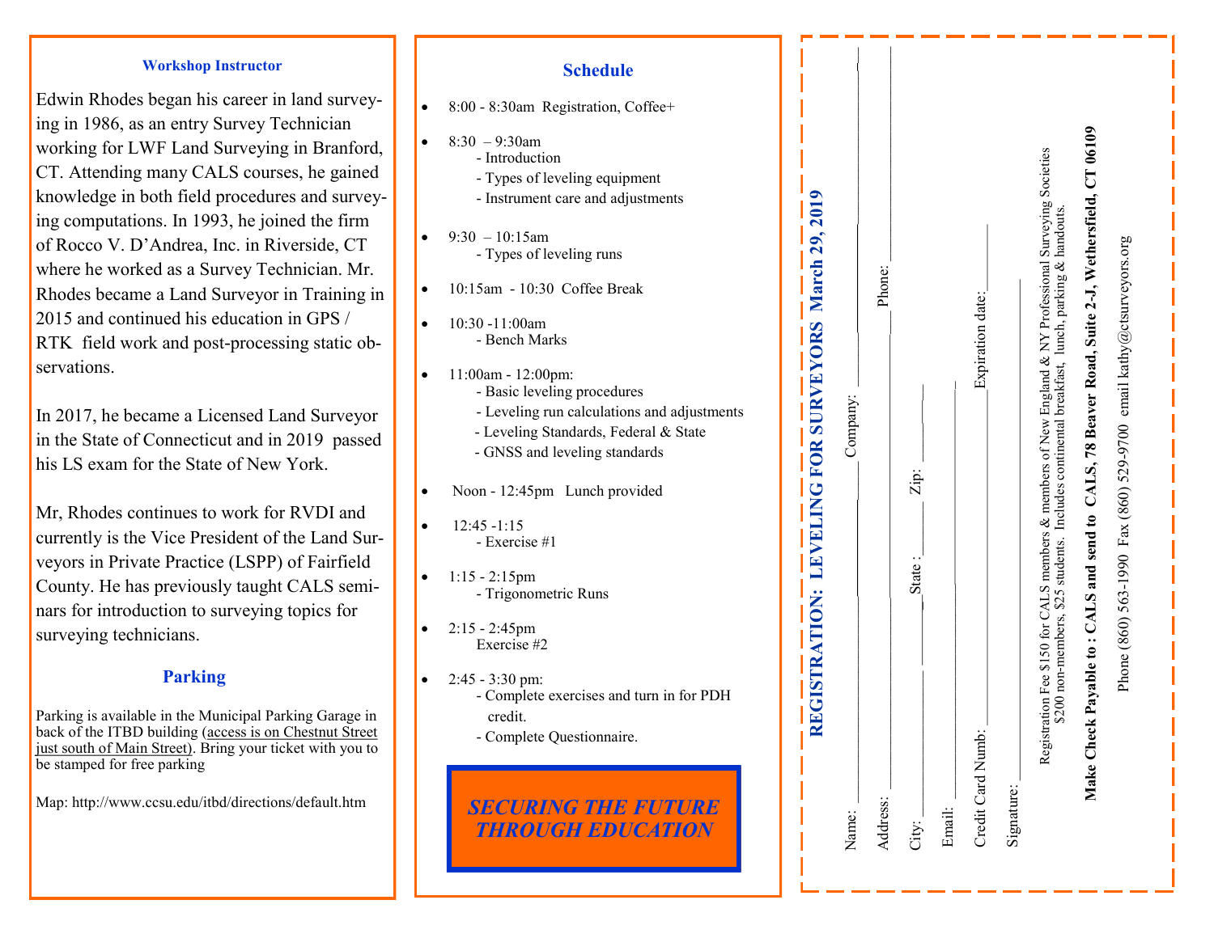### Workshop Instructor

Edwin Rhodes began his career in land surveying in 1986, as an entry Survey Technician working for LWF Land Surveying in Branford, CT. Attending many CALS courses, he gained knowledge in both field procedures and surveying computations. In 1993, he joined the firm of Rocco V. D'Andrea, Inc. in Riverside, CT where he worked as a Survey Technician. Mr. Rhodes became a Land Surveyor in Training in 2015 and continued his education in GPS / RTK field work and post-processing static observations.

In 2017, he became a Licensed Land Surveyor in the State of Connecticut and in 2019 passed his LS exam for the State of New York.

Mr, Rhodes continues to work for RVDI and currently is the Vice President of the Land Surveyors in Private Practice (LSPP) of Fairfield County. He has previously taught CALS seminars for introduction to surveying topics for surveying technicians.

## Parking

Parking is available in the Municipal Parking Garage in back of the ITBD building (access is on Chestnut Street just south of Main Street). Bring your ticket with you to be stamped for free parking

Map: http://www.ccsu.edu/itbd/directions/default.htm

## Schedule

- 8:00 - 8:30am Registration, Coffee+
- 8:30 – 9:30am
  - Introduction
  - Types of leveling equipment
  - Instrument care and adjustments
- 9:30 – 10:15am
  - Types of leveling runs
- 10:15am - 10:30 Coffee Break
- 10:30 -11:00am
  - Bench Marks
- 11:00am - 12:00pm:
  - Basic leveling procedures
  - Leveling run calculations and adjustments
  - Leveling Standards, Federal & State
  - GNSS and leveling standards
- Noon - 12:45pm Lunch provided
- 12:45 -1:15
  - Exercise #1
- 1:15 - 2:15pm
  - Trigonometric Runs
- 2:15 - 2:45pm
  - Exercise #2
- 2:45 - 3:30 pm:
  - Complete exercises and turn in for PDH credit.
  - Complete Questionnaire.

***SECURING THE FUTURE THROUGH EDUCATION***

## REGISTRATION: LEVELING FOR SURVEYORS March 29, 2019

Name: \_\_\_\_\_\_\_\_\_\_\_\_\_\_\_\_\_\_\_\_ Company: \_\_\_\_\_\_\_\_\_\_\_\_\_\_\_\_\_\_\_\_

Address: \_\_\_\_\_\_\_\_\_\_\_\_\_\_\_\_\_\_\_\_ Phone: \_\_\_\_\_\_\_\_\_\_\_\_\_\_\_\_\_\_\_\_

City: \_\_\_\_\_\_\_\_\_\_\_\_ State : \_\_\_\_\_\_ Zip: \_\_\_\_\_\_\_\_

Email: \_\_\_\_\_\_\_\_\_\_\_\_\_\_\_\_\_\_\_\_

Credit Card Numb: \_\_\_\_\_\_\_\_\_\_\_\_\_\_\_\_\_\_\_\_ Expiration date: \_\_\_\_\_\_\_\_

Signature: \_\_\_\_\_\_\_\_\_\_\_\_\_\_\_\_\_\_\_\_

Registration Fee $150 for CALS members & members of New England & NY Professional Surveying Societies $200 non-members, $25 students. Includes continental breakfast, lunch, parking & handouts.

**Make Check Payable to : CALS and send to CALS, 78 Beaver Road, Suite 2-J, Wethersfield, CT 06109**

Phone (860) 563-1990 Fax (860) 529-9700 email kathy@ctsurveyors.org